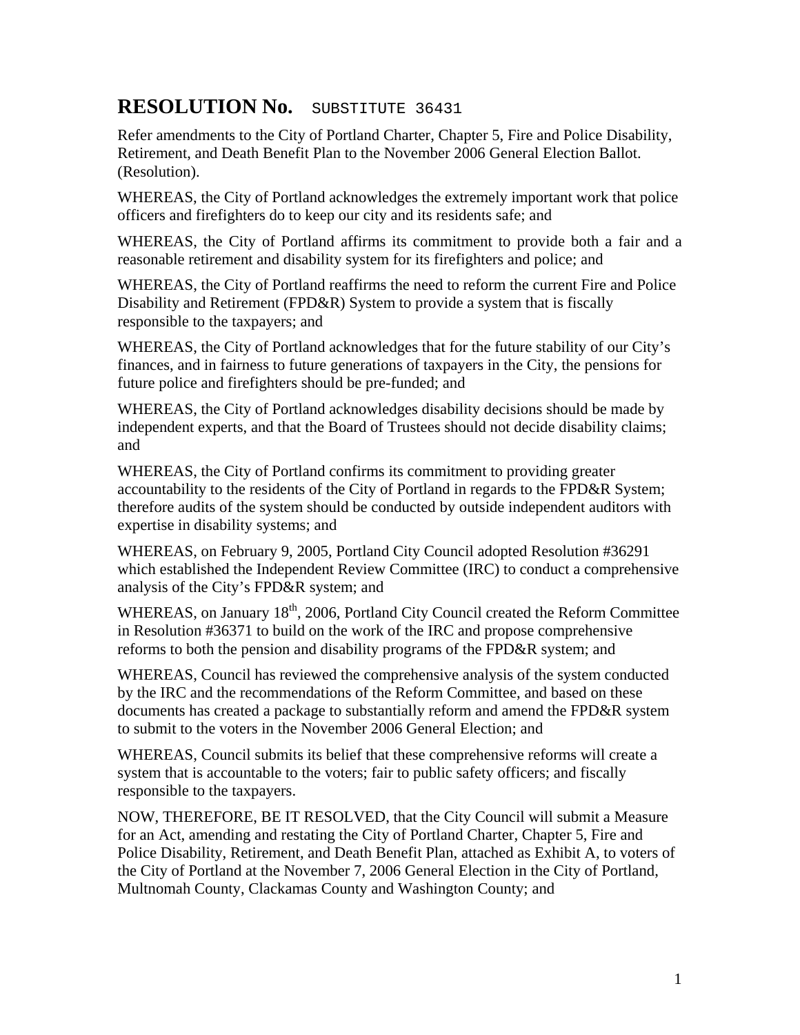# RESOLUTION No. SUBSTITUTE 36431

Refer amendments to the City of Portland Charter, Chapter 5, Fire and Police Disability, Retirement, and Death Benefit Plan to the November 2006 General Election Ballot. (Resolution).

WHEREAS, the City of Portland acknowledges the extremely important work that police officers and firefighters do to keep our city and its residents safe; and

WHEREAS, the City of Portland affirms its commitment to provide both a fair and a reasonable retirement and disability system for its firefighters and police; and

WHEREAS, the City of Portland reaffirms the need to reform the current Fire and Police Disability and Retirement (FPD&R) System to provide a system that is fiscally responsible to the taxpayers; and

WHEREAS, the City of Portland acknowledges that for the future stability of our City's finances, and in fairness to future generations of taxpayers in the City, the pensions for future police and firefighters should be pre-funded; and

WHEREAS, the City of Portland acknowledges disability decisions should be made by independent experts, and that the Board of Trustees should not decide disability claims; and

WHEREAS, the City of Portland confirms its commitment to providing greater accountability to the residents of the City of Portland in regards to the FPD&R System; therefore audits of the system should be conducted by outside independent auditors with expertise in disability systems; and

WHEREAS, on February 9, 2005, Portland City Council adopted Resolution #36291 which established the Independent Review Committee (IRC) to conduct a comprehensive analysis of the City's FPD&R system; and

WHEREAS, on January 18th, 2006, Portland City Council created the Reform Committee in Resolution #36371 to build on the work of the IRC and propose comprehensive reforms to both the pension and disability programs of the FPD&R system; and

WHEREAS, Council has reviewed the comprehensive analysis of the system conducted by the IRC and the recommendations of the Reform Committee, and based on these documents has created a package to substantially reform and amend the FPD&R system to submit to the voters in the November 2006 General Election; and

WHEREAS, Council submits its belief that these comprehensive reforms will create a system that is accountable to the voters; fair to public safety officers; and fiscally responsible to the taxpayers.

NOW, THEREFORE, BE IT RESOLVED, that the City Council will submit a Measure for an Act, amending and restating the City of Portland Charter, Chapter 5, Fire and Police Disability, Retirement, and Death Benefit Plan, attached as Exhibit A, to voters of the City of Portland at the November 7, 2006 General Election in the City of Portland, Multnomah County, Clackamas County and Washington County; and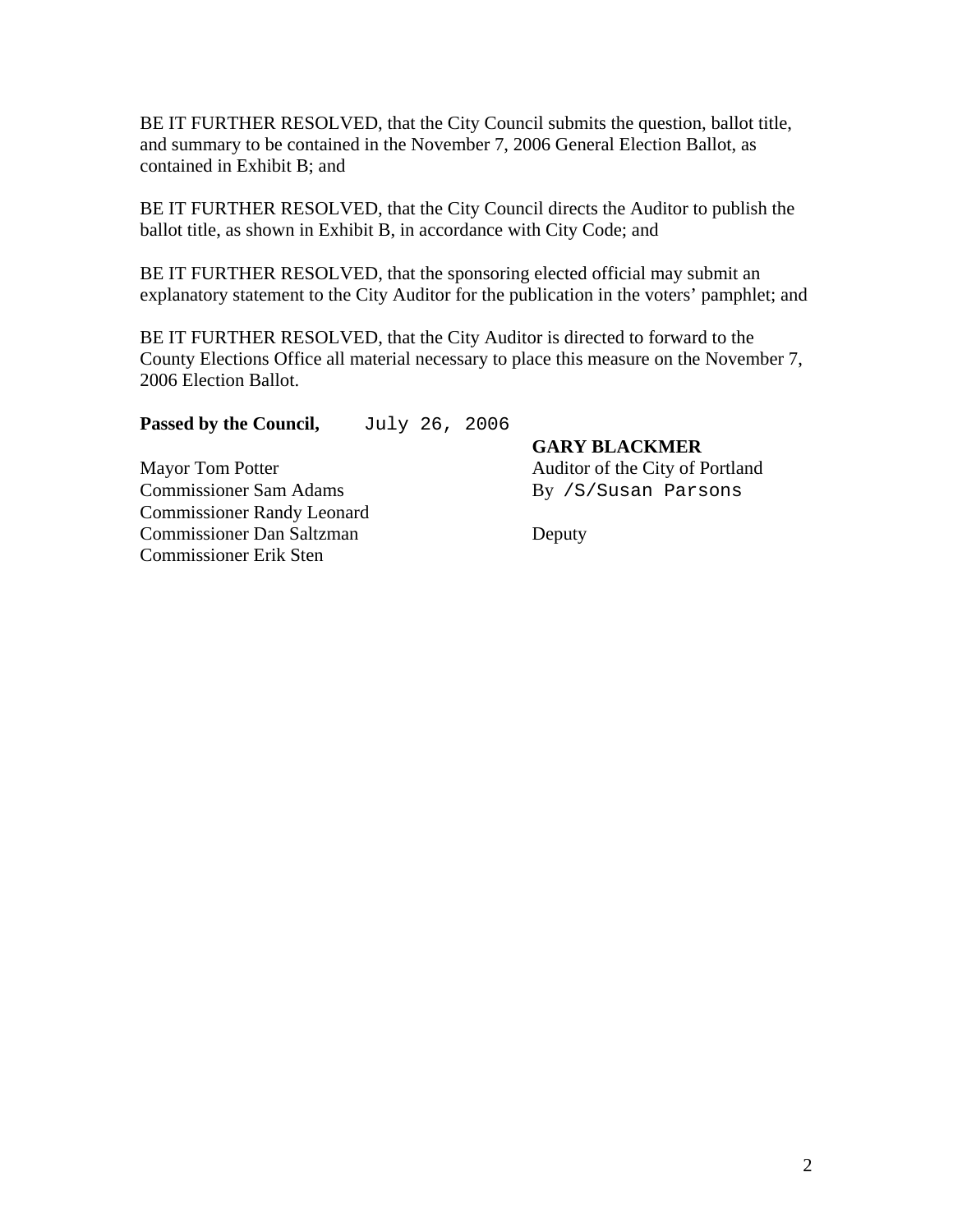BE IT FURTHER RESOLVED, that the City Council submits the question, ballot title, and summary to be contained in the November 7, 2006 General Election Ballot, as contained in Exhibit B; and

BE IT FURTHER RESOLVED, that the City Council directs the Auditor to publish the ballot title, as shown in Exhibit B, in accordance with City Code; and

BE IT FURTHER RESOLVED, that the sponsoring elected official may submit an explanatory statement to the City Auditor for the publication in the voters' pamphlet; and

BE IT FURTHER RESOLVED, that the City Auditor is directed to forward to the County Elections Office all material necessary to place this measure on the November 7, 2006 Election Ballot.

**Passed by the Council,** July 26, 2006

Mayor Tom Potter
Commissioner Sam Adams
Commissioner Randy Leonard
Commissioner Dan Saltzman
Commissioner Erik Sten

**GARY BLACKMER**
Auditor of the City of Portland
By /S/Susan Parsons

Deputy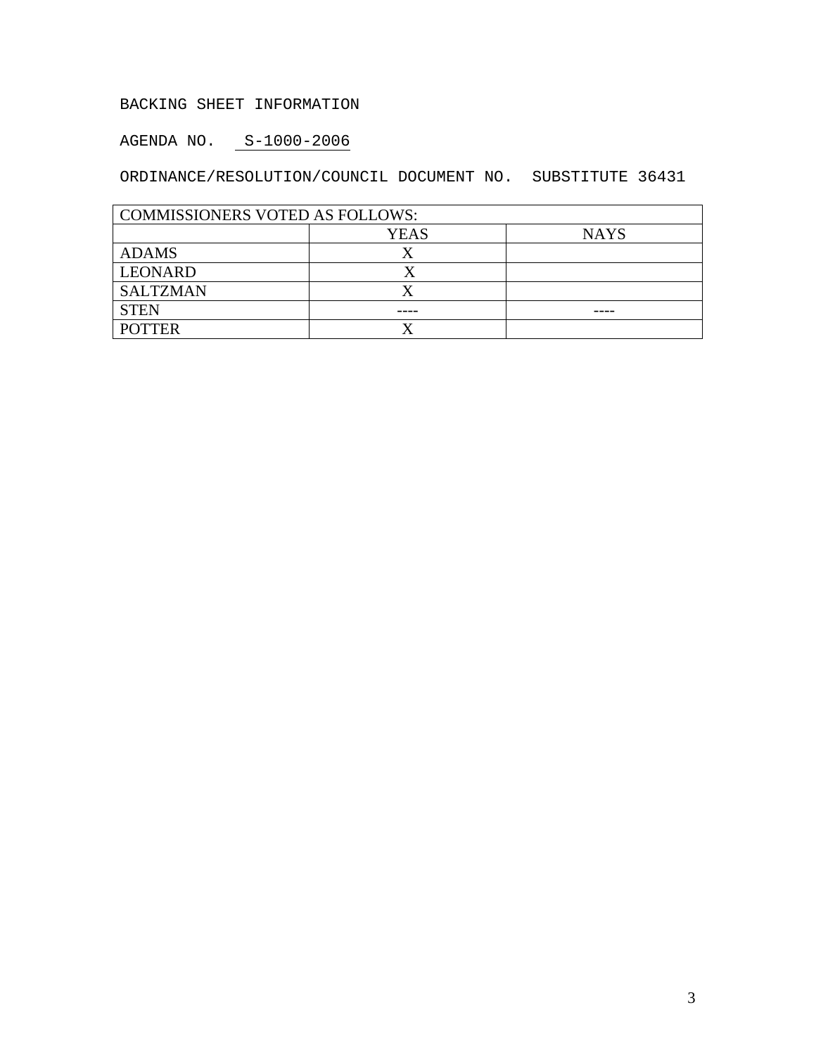BACKING SHEET INFORMATION

AGENDA NO. S-1000-2006

ORDINANCE/RESOLUTION/COUNCIL DOCUMENT NO. SUBSTITUTE 36431

| COMMISSIONERS VOTED AS FOLLOWS: | | |
|---|---|---|
| | YEAS | NAYS |
| ADAMS | X | |
| LEONARD | X | |
| SALTZMAN | X | |
| STEN | ---- | ---- |
| POTTER | X | |